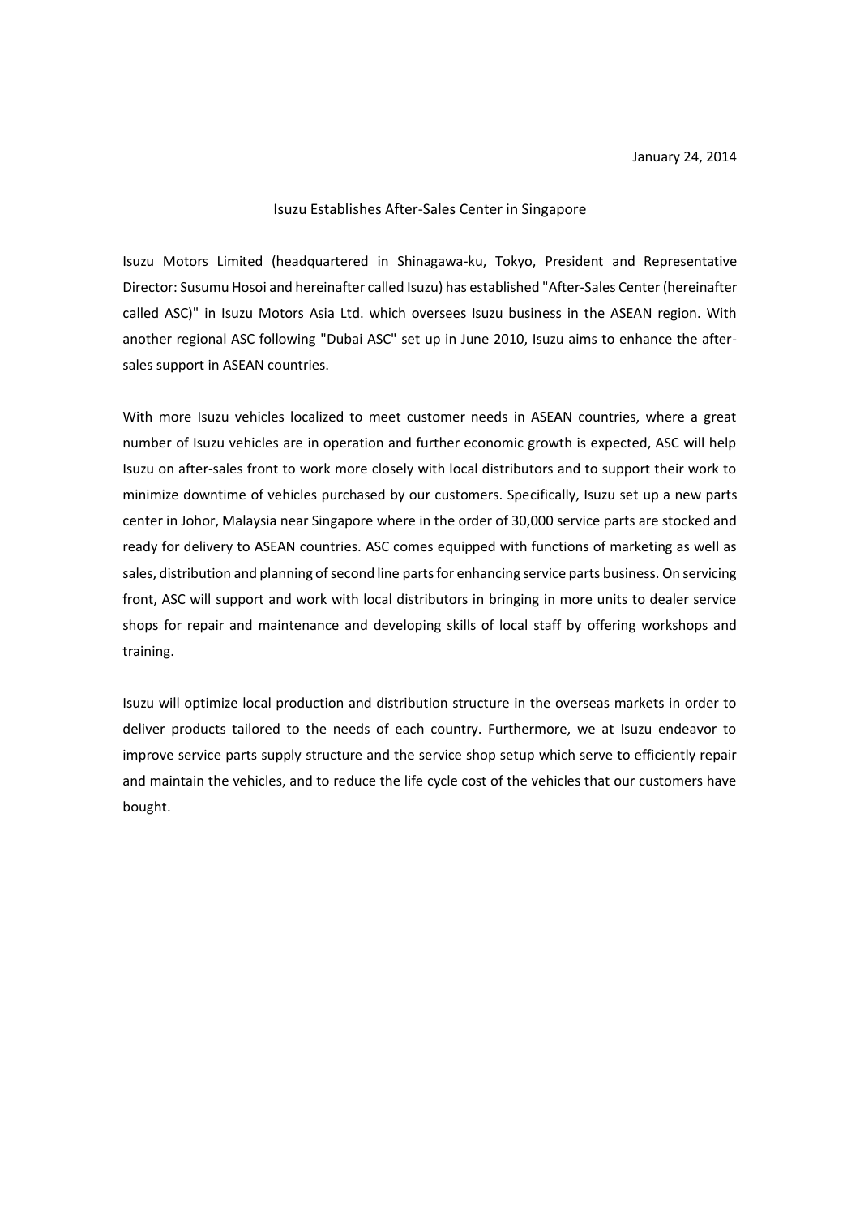January 24, 2014

# Isuzu Establishes After-Sales Center in Singapore

Isuzu Motors Limited (headquartered in Shinagawa-ku, Tokyo, President and Representative Director: Susumu Hosoi and hereinafter called Isuzu) has established "After-Sales Center (hereinafter called ASC)" in Isuzu Motors Asia Ltd. which oversees Isuzu business in the ASEAN region. With another regional ASC following "Dubai ASC" set up in June 2010, Isuzu aims to enhance the after-sales support in ASEAN countries.

With more Isuzu vehicles localized to meet customer needs in ASEAN countries, where a great number of Isuzu vehicles are in operation and further economic growth is expected, ASC will help Isuzu on after-sales front to work more closely with local distributors and to support their work to minimize downtime of vehicles purchased by our customers. Specifically, Isuzu set up a new parts center in Johor, Malaysia near Singapore where in the order of 30,000 service parts are stocked and ready for delivery to ASEAN countries. ASC comes equipped with functions of marketing as well as sales, distribution and planning of second line parts for enhancing service parts business. On servicing front, ASC will support and work with local distributors in bringing in more units to dealer service shops for repair and maintenance and developing skills of local staff by offering workshops and training.

Isuzu will optimize local production and distribution structure in the overseas markets in order to deliver products tailored to the needs of each country. Furthermore, we at Isuzu endeavor to improve service parts supply structure and the service shop setup which serve to efficiently repair and maintain the vehicles, and to reduce the life cycle cost of the vehicles that our customers have bought.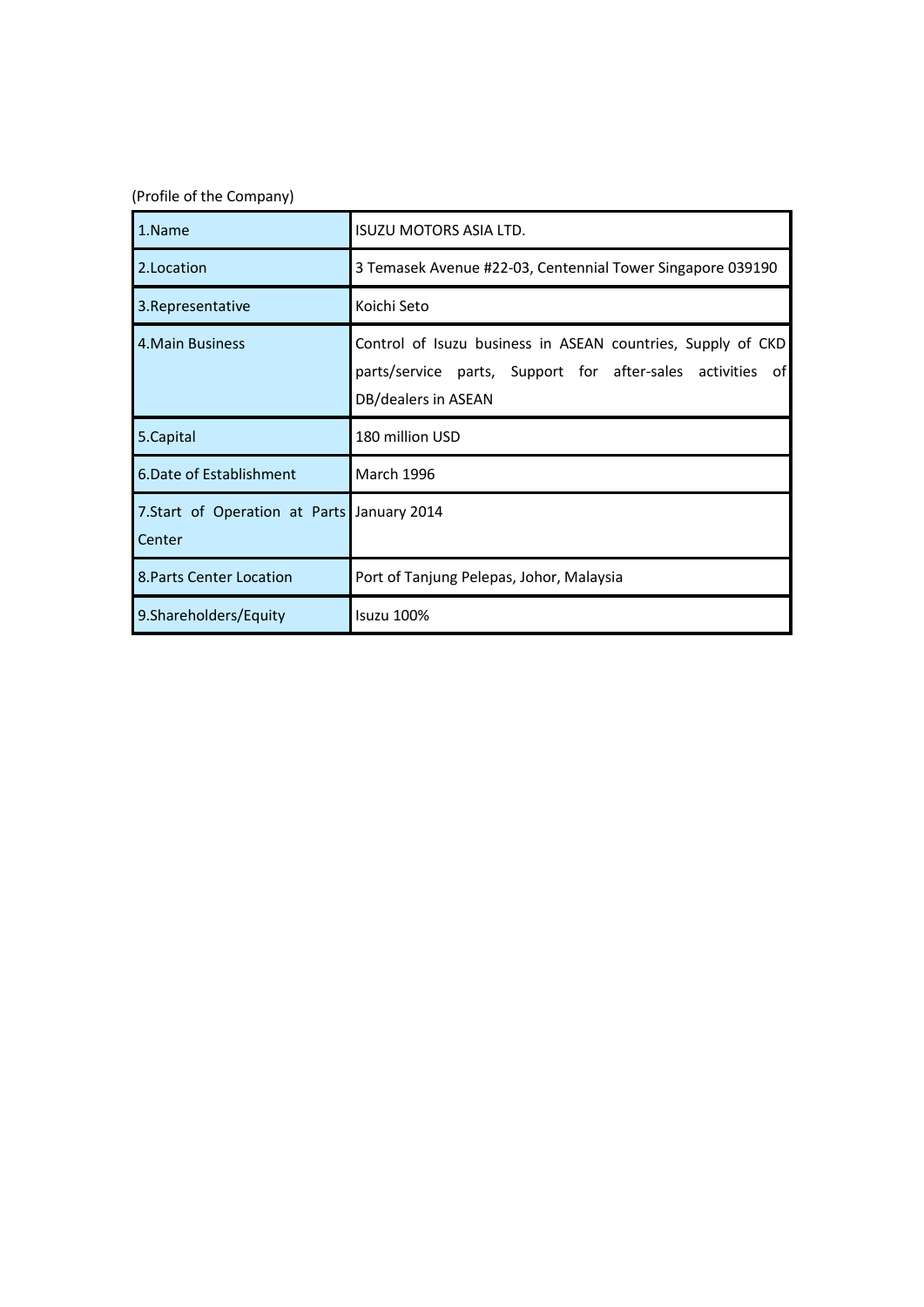(Profile of the Company)

| | |
|---|---|
| 1.Name | ISUZU MOTORS ASIA LTD. |
| 2.Location | 3 Temasek Avenue #22-03, Centennial Tower Singapore 039190 |
| 3.Representative | Koichi Seto |
| 4.Main Business | Control of Isuzu business in ASEAN countries, Supply of CKD parts/service parts, Support for after-sales activities of DB/dealers in ASEAN |
| 5.Capital | 180 million USD |
| 6.Date of Establishment | March 1996 |
| 7.Start of Operation at Parts Center | January 2014 |
| 8.Parts Center Location | Port of Tanjung Pelepas, Johor, Malaysia |
| 9.Shareholders/Equity | Isuzu 100% |